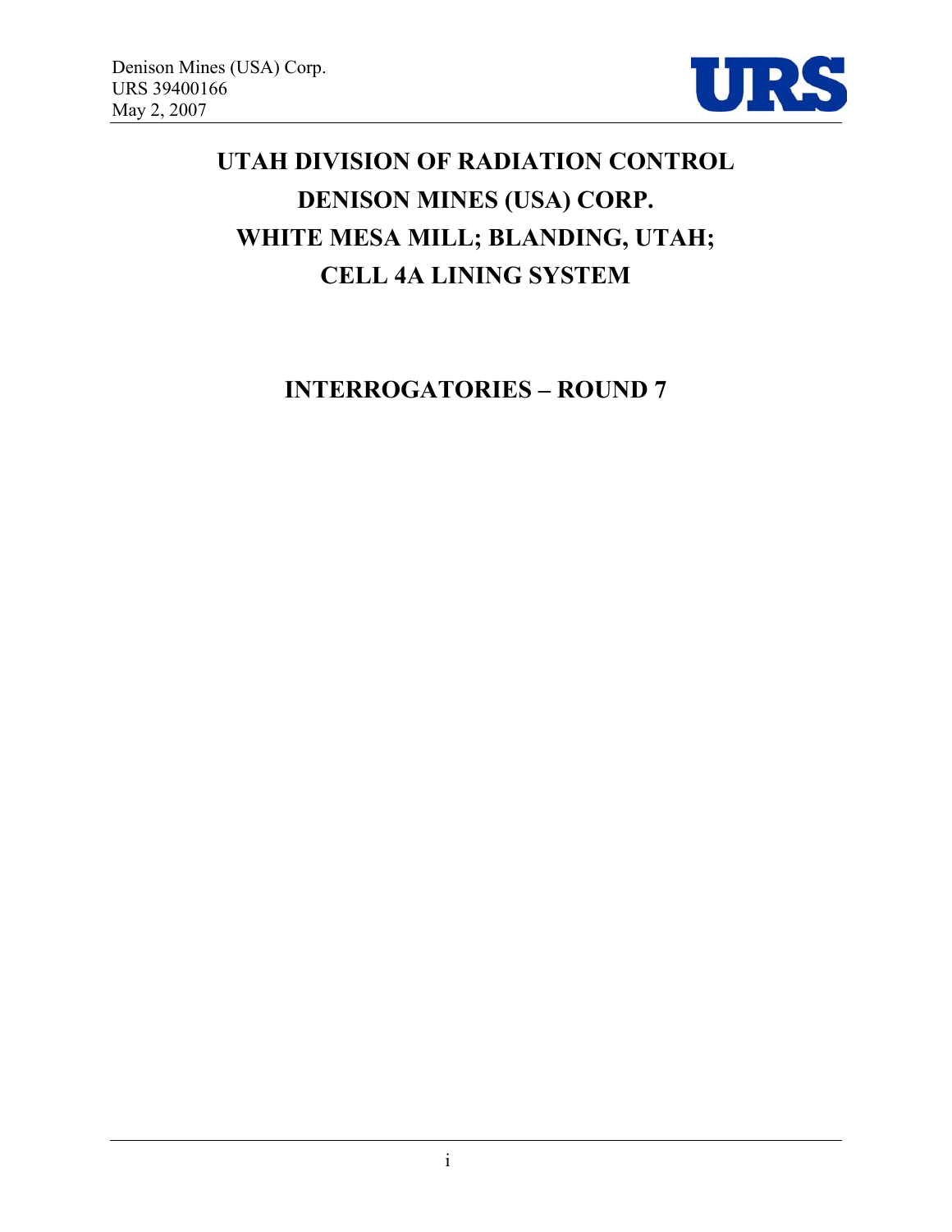# UTAH DIVISION OF RADIATION CONTROL

# DENISON MINES (USA) CORP.

# WHITE MESA MILL; BLANDING, UTAH;

# CELL 4A LINING SYSTEM

## INTERROGATORIES – ROUND 7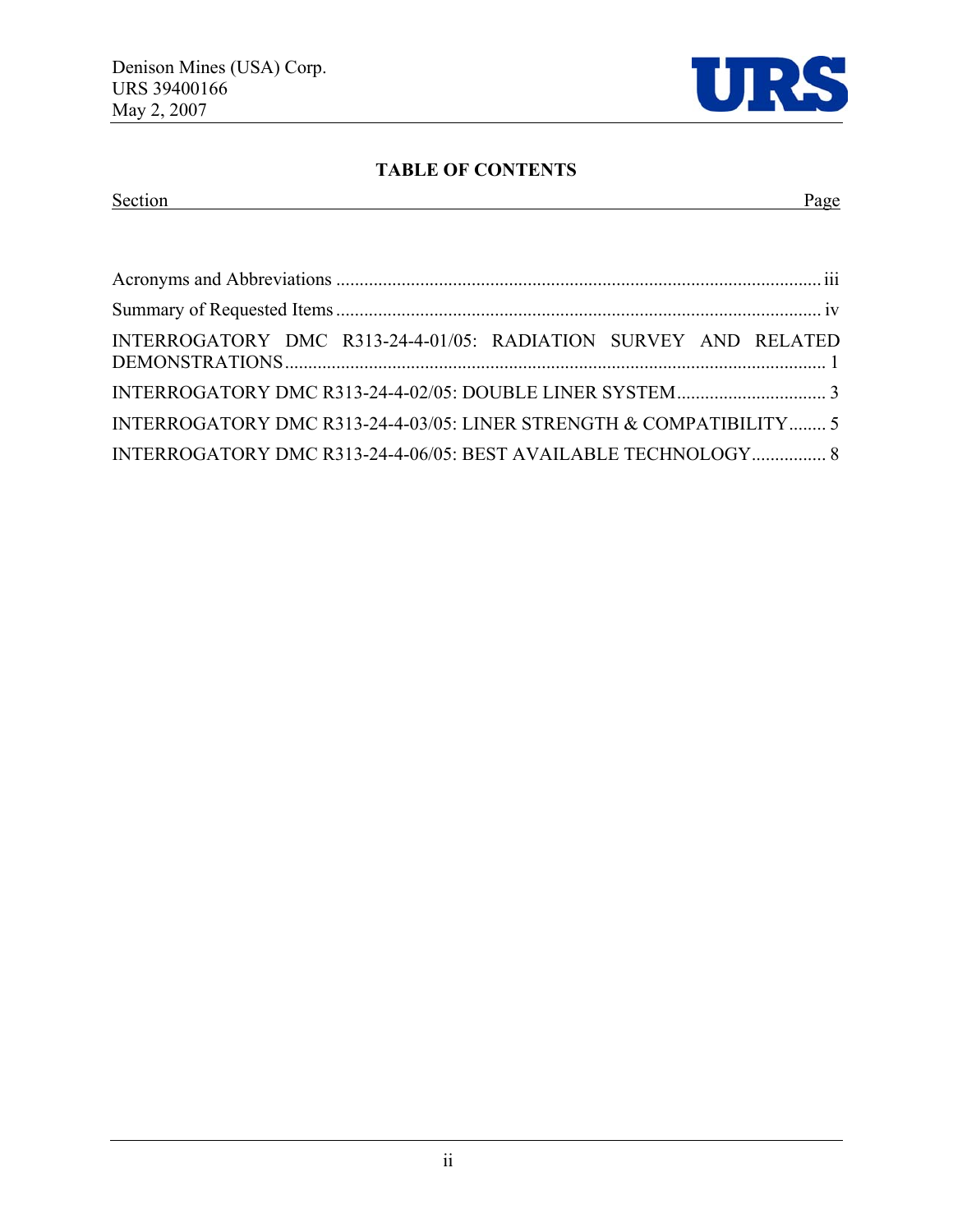## TABLE OF CONTENTS

| Section | Page |
|---|---|
| Acronyms and Abbreviations | iii |
| Summary of Requested Items | iv |
| INTERROGATORY DMC R313-24-4-01/05: RADIATION SURVEY AND RELATED DEMONSTRATIONS | 1 |
| INTERROGATORY DMC R313-24-4-02/05: DOUBLE LINER SYSTEM | 3 |
| INTERROGATORY DMC R313-24-4-03/05: LINER STRENGTH & COMPATIBILITY | 5 |
| INTERROGATORY DMC R313-24-4-06/05: BEST AVAILABLE TECHNOLOGY | 8 |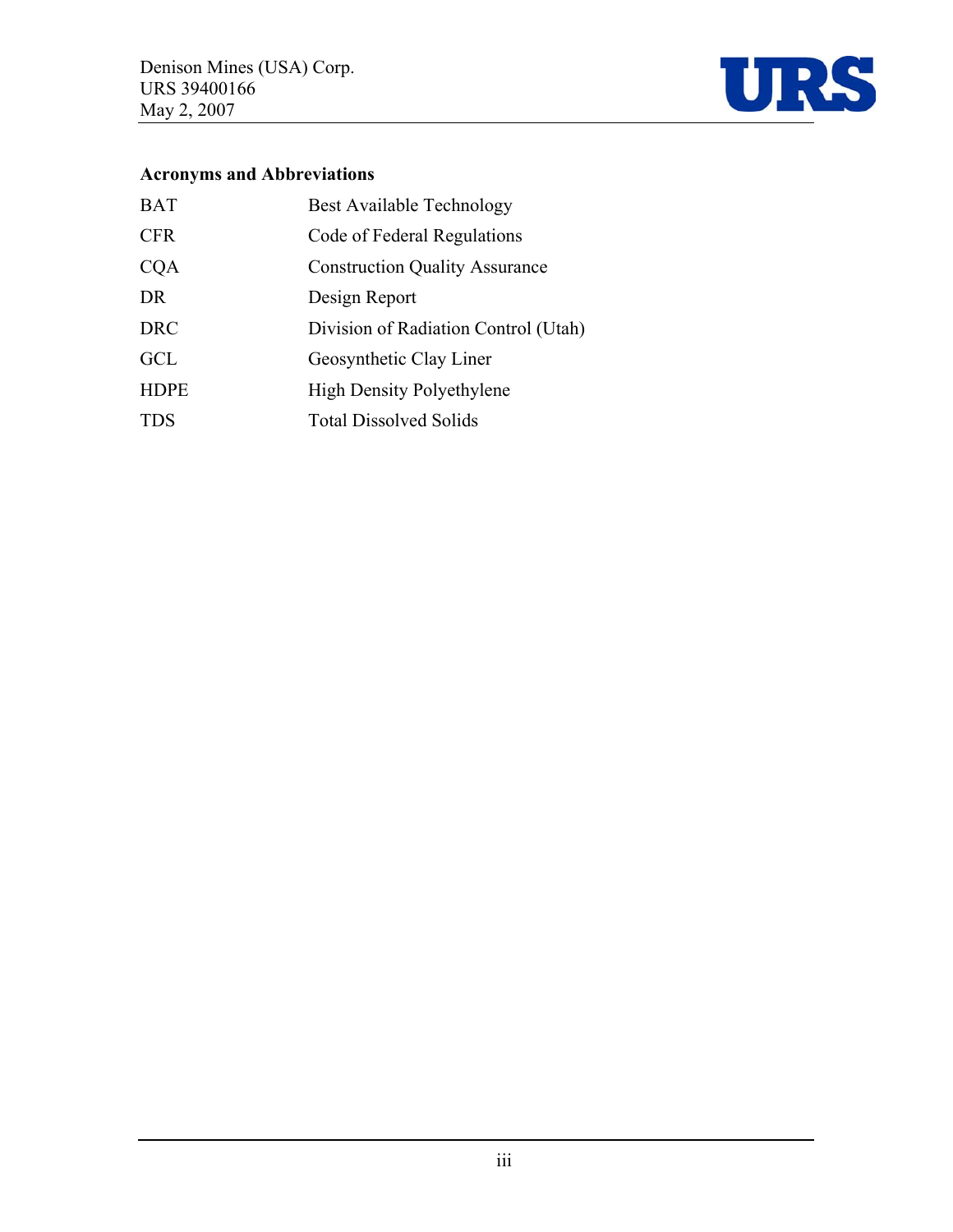## Acronyms and Abbreviations

| | |
|---|---|
| BAT | Best Available Technology |
| CFR | Code of Federal Regulations |
| CQA | Construction Quality Assurance |
| DR | Design Report |
| DRC | Division of Radiation Control (Utah) |
| GCL | Geosynthetic Clay Liner |
| HDPE | High Density Polyethylene |
| TDS | Total Dissolved Solids |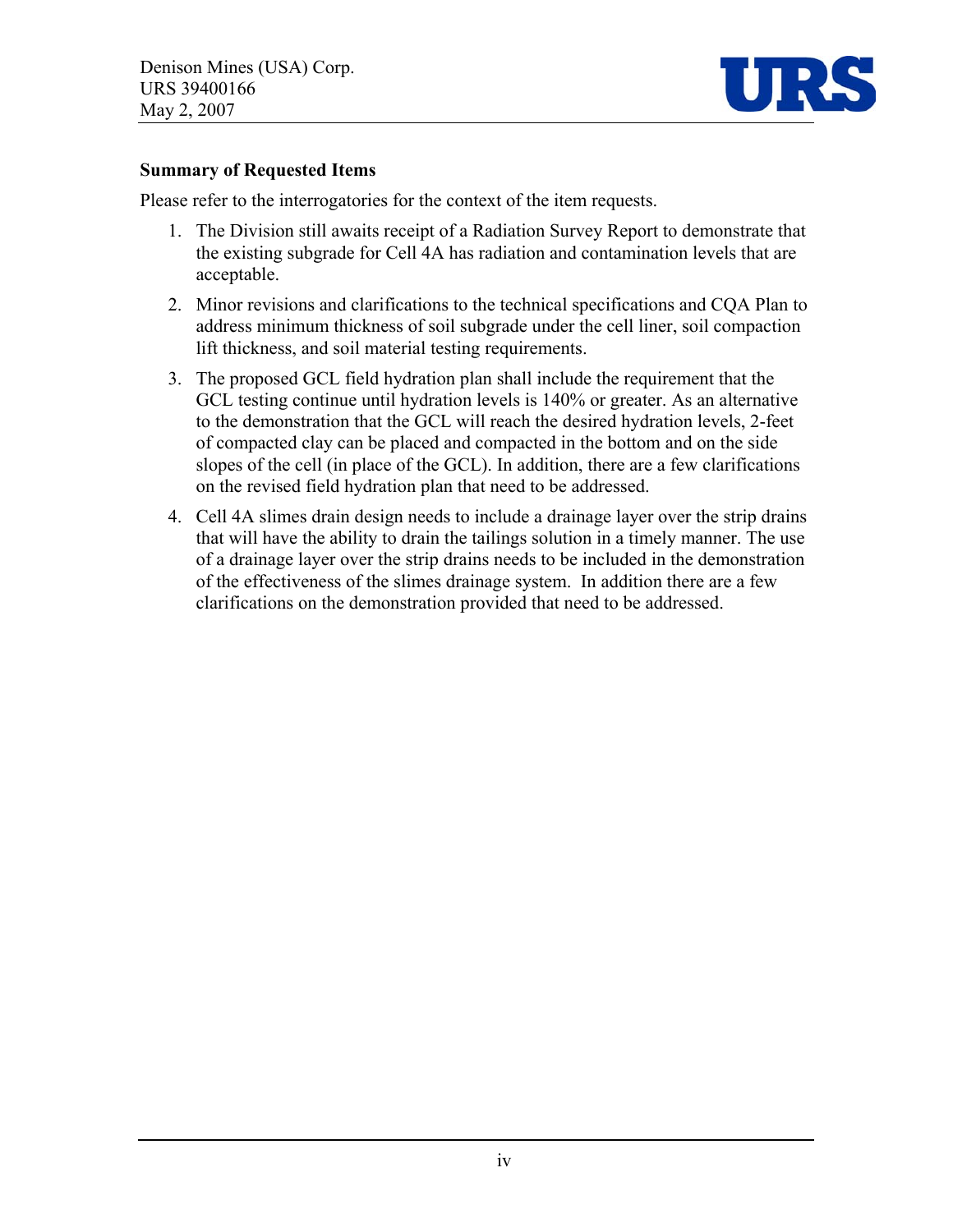**Summary of Requested Items**

Please refer to the interrogatories for the context of the item requests.

1. The Division still awaits receipt of a Radiation Survey Report to demonstrate that the existing subgrade for Cell 4A has radiation and contamination levels that are acceptable.
2. Minor revisions and clarifications to the technical specifications and CQA Plan to address minimum thickness of soil subgrade under the cell liner, soil compaction lift thickness, and soil material testing requirements.
3. The proposed GCL field hydration plan shall include the requirement that the GCL testing continue until hydration levels is 140% or greater. As an alternative to the demonstration that the GCL will reach the desired hydration levels, 2-feet of compacted clay can be placed and compacted in the bottom and on the side slopes of the cell (in place of the GCL). In addition, there are a few clarifications on the revised field hydration plan that need to be addressed.
4. Cell 4A slimes drain design needs to include a drainage layer over the strip drains that will have the ability to drain the tailings solution in a timely manner. The use of a drainage layer over the strip drains needs to be included in the demonstration of the effectiveness of the slimes drainage system. In addition there are a few clarifications on the demonstration provided that need to be addressed.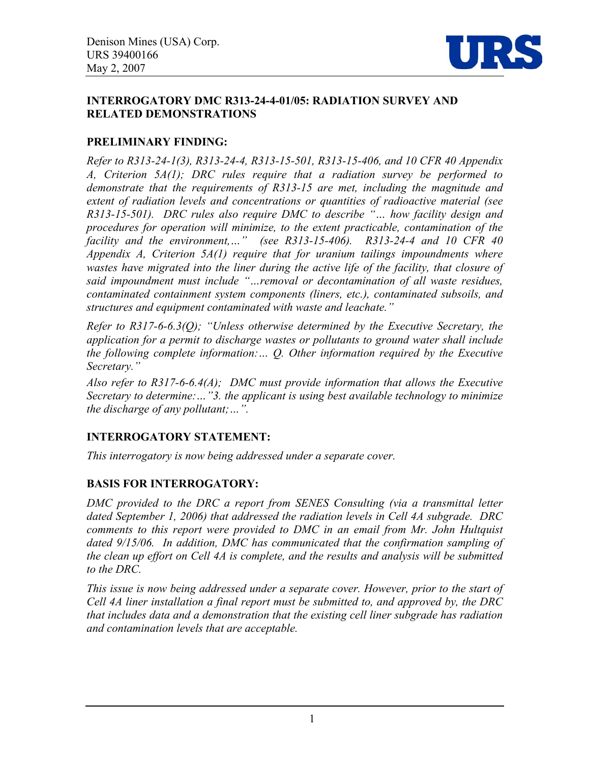## INTERROGATORY DMC R313-24-4-01/05: RADIATION SURVEY AND RELATED DEMONSTRATIONS

### PRELIMINARY FINDING:

*Refer to R313-24-1(3), R313-24-4, R313-15-501, R313-15-406, and 10 CFR 40 Appendix A, Criterion 5A(1); DRC rules require that a radiation survey be performed to demonstrate that the requirements of R313-15 are met, including the magnitude and extent of radiation levels and concentrations or quantities of radioactive material (see R313-15-501). DRC rules also require DMC to describe "… how facility design and procedures for operation will minimize, to the extent practicable, contamination of the facility and the environment,…" (see R313-15-406). R313-24-4 and 10 CFR 40 Appendix A, Criterion 5A(1) require that for uranium tailings impoundments where wastes have migrated into the liner during the active life of the facility, that closure of said impoundment must include "…removal or decontamination of all waste residues, contaminated containment system components (liners, etc.), contaminated subsoils, and structures and equipment contaminated with waste and leachate."*

*Refer to R317-6-6.3(Q); "Unless otherwise determined by the Executive Secretary, the application for a permit to discharge wastes or pollutants to ground water shall include the following complete information:… Q. Other information required by the Executive Secretary."*

*Also refer to R317-6-6.4(A); DMC must provide information that allows the Executive Secretary to determine:…"3. the applicant is using best available technology to minimize the discharge of any pollutant;…".*

### INTERROGATORY STATEMENT:

*This interrogatory is now being addressed under a separate cover.*

### BASIS FOR INTERROGATORY:

*DMC provided to the DRC a report from SENES Consulting (via a transmittal letter dated September 1, 2006) that addressed the radiation levels in Cell 4A subgrade. DRC comments to this report were provided to DMC in an email from Mr. John Hultquist dated 9/15/06. In addition, DMC has communicated that the confirmation sampling of the clean up effort on Cell 4A is complete, and the results and analysis will be submitted to the DRC.*

*This issue is now being addressed under a separate cover. However, prior to the start of Cell 4A liner installation a final report must be submitted to, and approved by, the DRC that includes data and a demonstration that the existing cell liner subgrade has radiation and contamination levels that are acceptable.*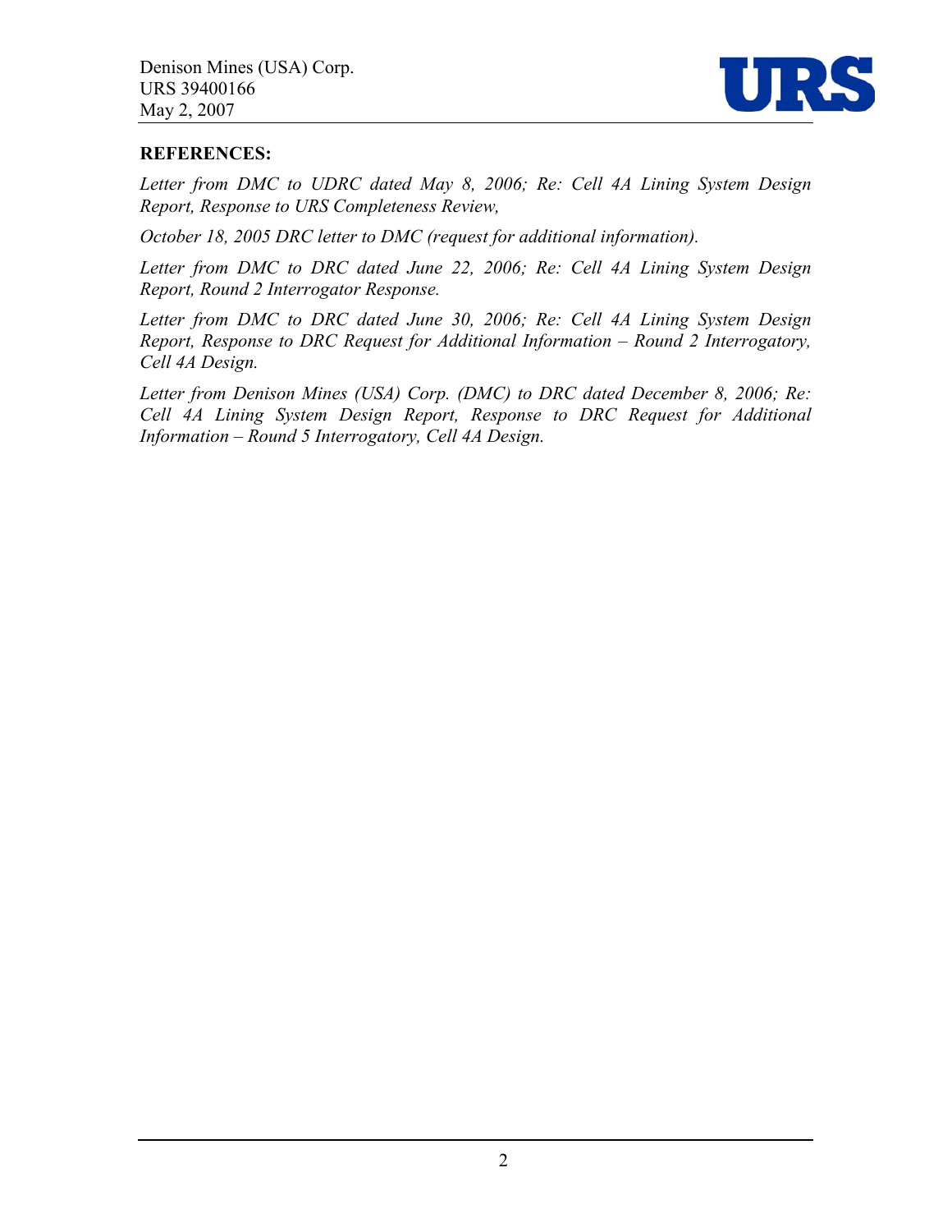**REFERENCES:**

*Letter from DMC to UDRC dated May 8, 2006; Re: Cell 4A Lining System Design Report, Response to URS Completeness Review,*

*October 18, 2005 DRC letter to DMC (request for additional information).*

*Letter from DMC to DRC dated June 22, 2006; Re: Cell 4A Lining System Design Report, Round 2 Interrogator Response.*

*Letter from DMC to DRC dated June 30, 2006; Re: Cell 4A Lining System Design Report, Response to DRC Request for Additional Information – Round 2 Interrogatory, Cell 4A Design.*

*Letter from Denison Mines (USA) Corp. (DMC) to DRC dated December 8, 2006; Re: Cell 4A Lining System Design Report, Response to DRC Request for Additional Information – Round 5 Interrogatory, Cell 4A Design.*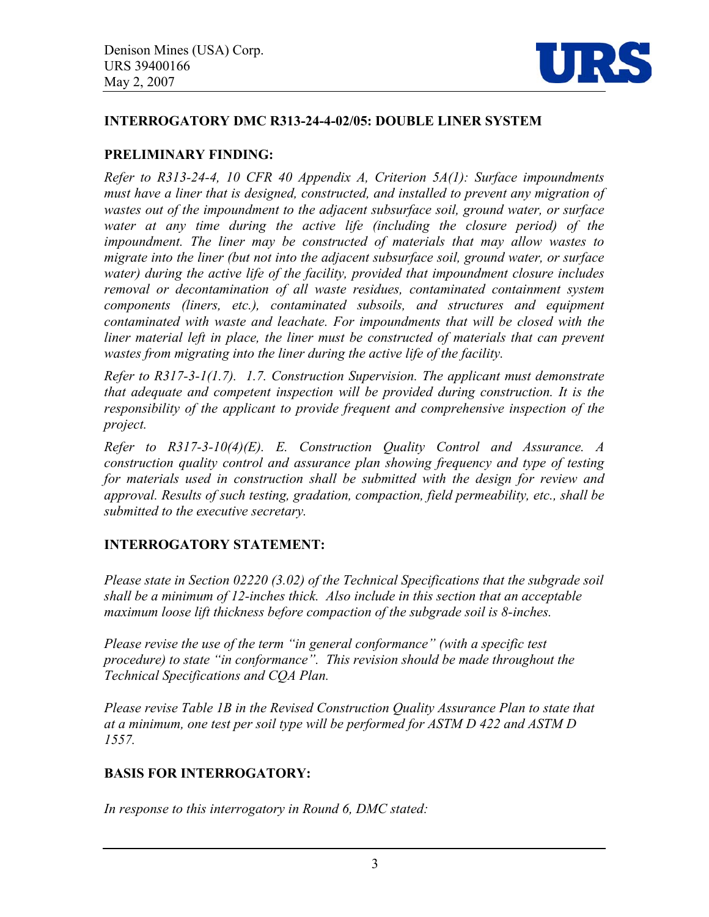**INTERROGATORY DMC R313-24-4-02/05: DOUBLE LINER SYSTEM**

**PRELIMINARY FINDING:**

*Refer to R313-24-4, 10 CFR 40 Appendix A, Criterion 5A(1): Surface impoundments must have a liner that is designed, constructed, and installed to prevent any migration of wastes out of the impoundment to the adjacent subsurface soil, ground water, or surface water at any time during the active life (including the closure period) of the impoundment. The liner may be constructed of materials that may allow wastes to migrate into the liner (but not into the adjacent subsurface soil, ground water, or surface water) during the active life of the facility, provided that impoundment closure includes removal or decontamination of all waste residues, contaminated containment system components (liners, etc.), contaminated subsoils, and structures and equipment contaminated with waste and leachate. For impoundments that will be closed with the liner material left in place, the liner must be constructed of materials that can prevent wastes from migrating into the liner during the active life of the facility.*

*Refer to R317-3-1(1.7). 1.7. Construction Supervision. The applicant must demonstrate that adequate and competent inspection will be provided during construction. It is the responsibility of the applicant to provide frequent and comprehensive inspection of the project.*

*Refer to R317-3-10(4)(E). E. Construction Quality Control and Assurance. A construction quality control and assurance plan showing frequency and type of testing for materials used in construction shall be submitted with the design for review and approval. Results of such testing, gradation, compaction, field permeability, etc., shall be submitted to the executive secretary.*

**INTERROGATORY STATEMENT:**

*Please state in Section 02220 (3.02) of the Technical Specifications that the subgrade soil shall be a minimum of 12-inches thick. Also include in this section that an acceptable maximum loose lift thickness before compaction of the subgrade soil is 8-inches.*

*Please revise the use of the term "in general conformance" (with a specific test procedure) to state "in conformance". This revision should be made throughout the Technical Specifications and CQA Plan.*

*Please revise Table 1B in the Revised Construction Quality Assurance Plan to state that at a minimum, one test per soil type will be performed for ASTM D 422 and ASTM D 1557.*

**BASIS FOR INTERROGATORY:**

*In response to this interrogatory in Round 6, DMC stated:*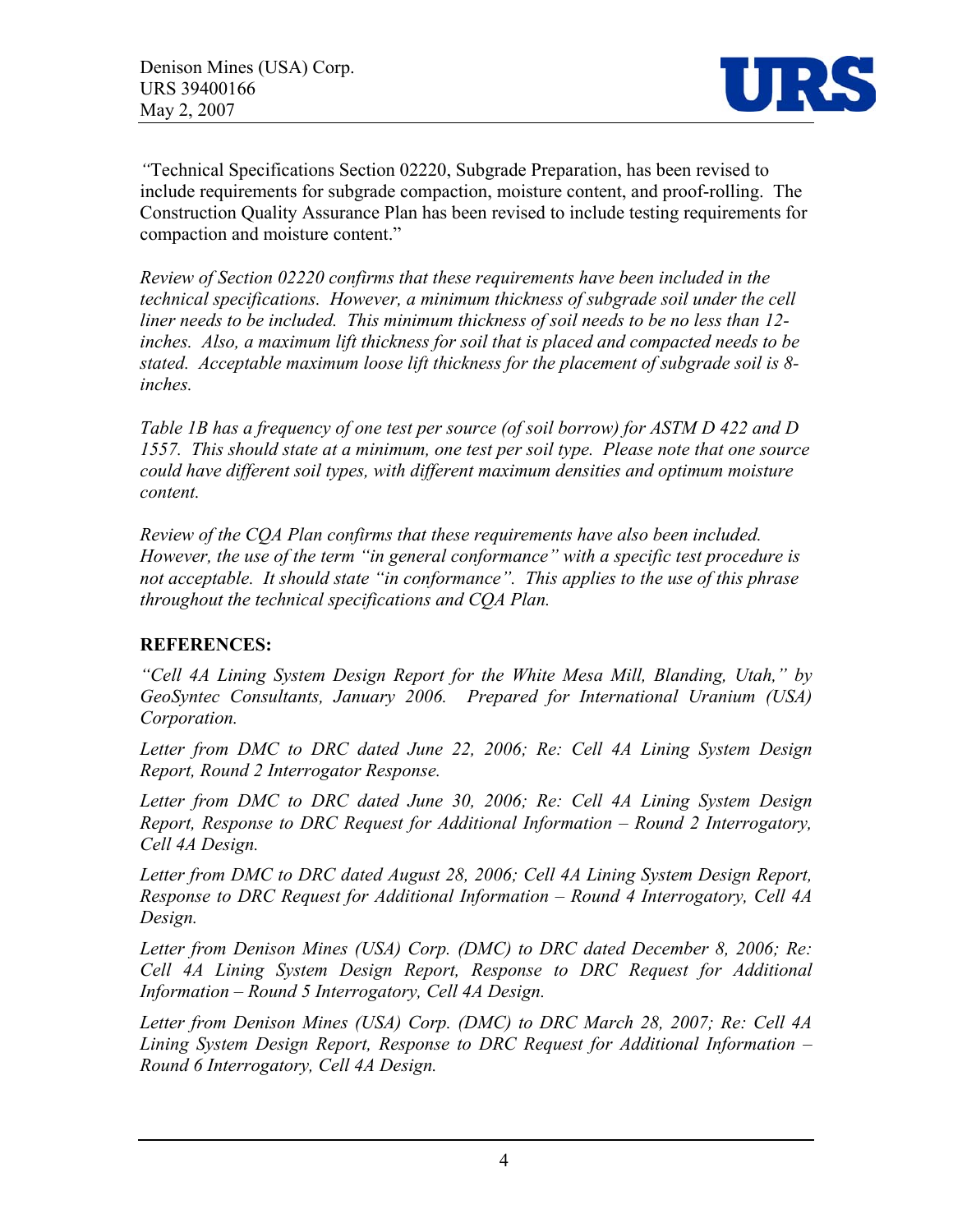*"*Technical Specifications Section 02220, Subgrade Preparation, has been revised to include requirements for subgrade compaction, moisture content, and proof-rolling. The Construction Quality Assurance Plan has been revised to include testing requirements for compaction and moisture content."

*Review of Section 02220 confirms that these requirements have been included in the technical specifications. However, a minimum thickness of subgrade soil under the cell liner needs to be included. This minimum thickness of soil needs to be no less than 12-inches. Also, a maximum lift thickness for soil that is placed and compacted needs to be stated. Acceptable maximum loose lift thickness for the placement of subgrade soil is 8-inches.*

*Table 1B has a frequency of one test per source (of soil borrow) for ASTM D 422 and D 1557. This should state at a minimum, one test per soil type. Please note that one source could have different soil types, with different maximum densities and optimum moisture content.*

*Review of the CQA Plan confirms that these requirements have also been included. However, the use of the term "in general conformance" with a specific test procedure is not acceptable. It should state "in conformance". This applies to the use of this phrase throughout the technical specifications and CQA Plan.*

**REFERENCES:**

*"Cell 4A Lining System Design Report for the White Mesa Mill, Blanding, Utah," by GeoSyntec Consultants, January 2006. Prepared for International Uranium (USA) Corporation.*

*Letter from DMC to DRC dated June 22, 2006; Re: Cell 4A Lining System Design Report, Round 2 Interrogator Response.*

*Letter from DMC to DRC dated June 30, 2006; Re: Cell 4A Lining System Design Report, Response to DRC Request for Additional Information – Round 2 Interrogatory, Cell 4A Design.*

*Letter from DMC to DRC dated August 28, 2006; Cell 4A Lining System Design Report, Response to DRC Request for Additional Information – Round 4 Interrogatory, Cell 4A Design.*

*Letter from Denison Mines (USA) Corp. (DMC) to DRC dated December 8, 2006; Re: Cell 4A Lining System Design Report, Response to DRC Request for Additional Information – Round 5 Interrogatory, Cell 4A Design.*

*Letter from Denison Mines (USA) Corp. (DMC) to DRC March 28, 2007; Re: Cell 4A Lining System Design Report, Response to DRC Request for Additional Information – Round 6 Interrogatory, Cell 4A Design.*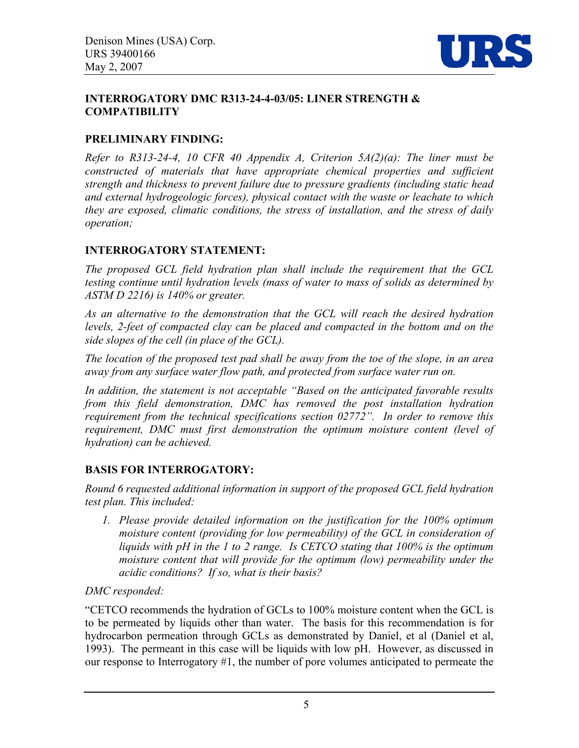**INTERROGATORY DMC R313-24-4-03/05: LINER STRENGTH & COMPATIBILITY**

**PRELIMINARY FINDING:**

*Refer to R313-24-4, 10 CFR 40 Appendix A, Criterion 5A(2)(a): The liner must be constructed of materials that have appropriate chemical properties and sufficient strength and thickness to prevent failure due to pressure gradients (including static head and external hydrogeologic forces), physical contact with the waste or leachate to which they are exposed, climatic conditions, the stress of installation, and the stress of daily operation;*

**INTERROGATORY STATEMENT:**

*The proposed GCL field hydration plan shall include the requirement that the GCL testing continue until hydration levels (mass of water to mass of solids as determined by ASTM D 2216) is 140% or greater.*

*As an alternative to the demonstration that the GCL will reach the desired hydration levels, 2-feet of compacted clay can be placed and compacted in the bottom and on the side slopes of the cell (in place of the GCL).*

*The location of the proposed test pad shall be away from the toe of the slope, in an area away from any surface water flow path, and protected from surface water run on.*

*In addition, the statement is not acceptable "Based on the anticipated favorable results from this field demonstration, DMC has removed the post installation hydration requirement from the technical specifications section 02772". In order to remove this requirement, DMC must first demonstration the optimum moisture content (level of hydration) can be achieved.*

**BASIS FOR INTERROGATORY:**

*Round 6 requested additional information in support of the proposed GCL field hydration test plan. This included:*

1. *Please provide detailed information on the justification for the 100% optimum moisture content (providing for low permeability) of the GCL in consideration of liquids with pH in the 1 to 2 range. Is CETCO stating that 100% is the optimum moisture content that will provide for the optimum (low) permeability under the acidic conditions? If so, what is their basis?*

*DMC responded:*

"CETCO recommends the hydration of GCLs to 100% moisture content when the GCL is to be permeated by liquids other than water. The basis for this recommendation is for hydrocarbon permeation through GCLs as demonstrated by Daniel, et al (Daniel et al, 1993). The permeant in this case will be liquids with low pH. However, as discussed in our response to Interrogatory #1, the number of pore volumes anticipated to permeate the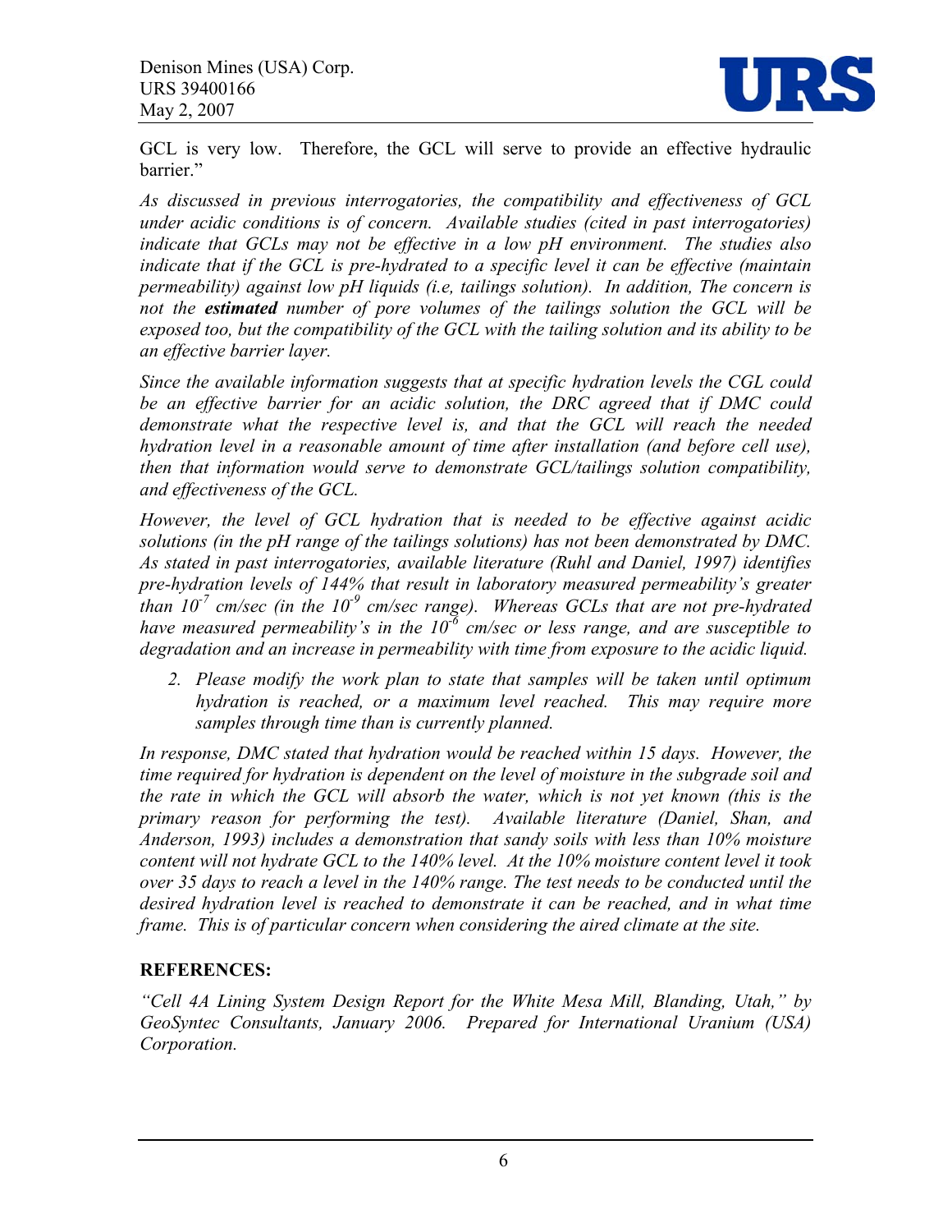GCL is very low. Therefore, the GCL will serve to provide an effective hydraulic barrier."

*As discussed in previous interrogatories, the compatibility and effectiveness of GCL under acidic conditions is of concern. Available studies (cited in past interrogatories) indicate that GCLs may not be effective in a low pH environment. The studies also indicate that if the GCL is pre-hydrated to a specific level it can be effective (maintain permeability) against low pH liquids (i.e, tailings solution). In addition, The concern is not the* ***estimated*** *number of pore volumes of the tailings solution the GCL will be exposed too, but the compatibility of the GCL with the tailing solution and its ability to be an effective barrier layer.*

*Since the available information suggests that at specific hydration levels the CGL could be an effective barrier for an acidic solution, the DRC agreed that if DMC could demonstrate what the respective level is, and that the GCL will reach the needed hydration level in a reasonable amount of time after installation (and before cell use), then that information would serve to demonstrate GCL/tailings solution compatibility, and effectiveness of the GCL.*

*However, the level of GCL hydration that is needed to be effective against acidic solutions (in the pH range of the tailings solutions) has not been demonstrated by DMC. As stated in past interrogatories, available literature (Ruhl and Daniel, 1997) identifies pre-hydration levels of 144% that result in laboratory measured permeability's greater than $10^{-7}$ cm/sec (in the $10^{-9}$ cm/sec range). Whereas GCLs that are not pre-hydrated have measured permeability's in the $10^{-6}$ cm/sec or less range, and are susceptible to degradation and an increase in permeability with time from exposure to the acidic liquid.*

2. *Please modify the work plan to state that samples will be taken until optimum hydration is reached, or a maximum level reached. This may require more samples through time than is currently planned.*

*In response, DMC stated that hydration would be reached within 15 days. However, the time required for hydration is dependent on the level of moisture in the subgrade soil and the rate in which the GCL will absorb the water, which is not yet known (this is the primary reason for performing the test). Available literature (Daniel, Shan, and Anderson, 1993) includes a demonstration that sandy soils with less than 10% moisture content will not hydrate GCL to the 140% level. At the 10% moisture content level it took over 35 days to reach a level in the 140% range. The test needs to be conducted until the desired hydration level is reached to demonstrate it can be reached, and in what time frame. This is of particular concern when considering the aired climate at the site.*

## REFERENCES:

*"Cell 4A Lining System Design Report for the White Mesa Mill, Blanding, Utah," by GeoSyntec Consultants, January 2006. Prepared for International Uranium (USA) Corporation.*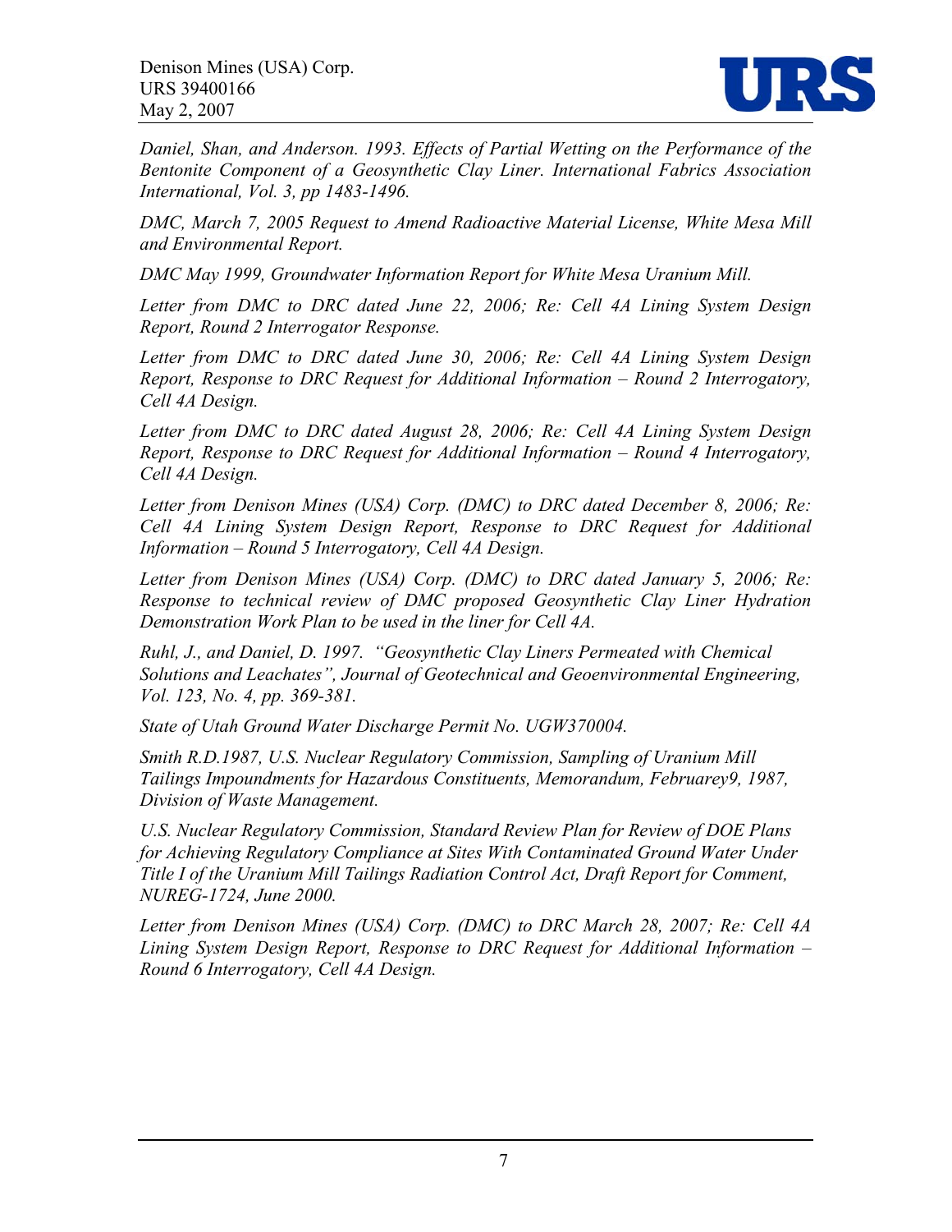*Daniel, Shan, and Anderson. 1993. Effects of Partial Wetting on the Performance of the Bentonite Component of a Geosynthetic Clay Liner. International Fabrics Association International, Vol. 3, pp 1483-1496.*

*DMC, March 7, 2005 Request to Amend Radioactive Material License, White Mesa Mill and Environmental Report.*

*DMC May 1999, Groundwater Information Report for White Mesa Uranium Mill.*

*Letter from DMC to DRC dated June 22, 2006; Re: Cell 4A Lining System Design Report, Round 2 Interrogator Response.*

*Letter from DMC to DRC dated June 30, 2006; Re: Cell 4A Lining System Design Report, Response to DRC Request for Additional Information – Round 2 Interrogatory, Cell 4A Design.*

*Letter from DMC to DRC dated August 28, 2006; Re: Cell 4A Lining System Design Report, Response to DRC Request for Additional Information – Round 4 Interrogatory, Cell 4A Design.*

*Letter from Denison Mines (USA) Corp. (DMC) to DRC dated December 8, 2006; Re: Cell 4A Lining System Design Report, Response to DRC Request for Additional Information – Round 5 Interrogatory, Cell 4A Design.*

*Letter from Denison Mines (USA) Corp. (DMC) to DRC dated January 5, 2006; Re: Response to technical review of DMC proposed Geosynthetic Clay Liner Hydration Demonstration Work Plan to be used in the liner for Cell 4A.*

*Ruhl, J., and Daniel, D. 1997. "Geosynthetic Clay Liners Permeated with Chemical Solutions and Leachates", Journal of Geotechnical and Geoenvironmental Engineering, Vol. 123, No. 4, pp. 369-381.*

*State of Utah Ground Water Discharge Permit No. UGW370004.*

*Smith R.D.1987, U.S. Nuclear Regulatory Commission, Sampling of Uranium Mill Tailings Impoundments for Hazardous Constituents, Memorandum, Februarey9, 1987, Division of Waste Management.*

*U.S. Nuclear Regulatory Commission, Standard Review Plan for Review of DOE Plans for Achieving Regulatory Compliance at Sites With Contaminated Ground Water Under Title I of the Uranium Mill Tailings Radiation Control Act, Draft Report for Comment, NUREG-1724, June 2000.*

*Letter from Denison Mines (USA) Corp. (DMC) to DRC March 28, 2007; Re: Cell 4A Lining System Design Report, Response to DRC Request for Additional Information – Round 6 Interrogatory, Cell 4A Design.*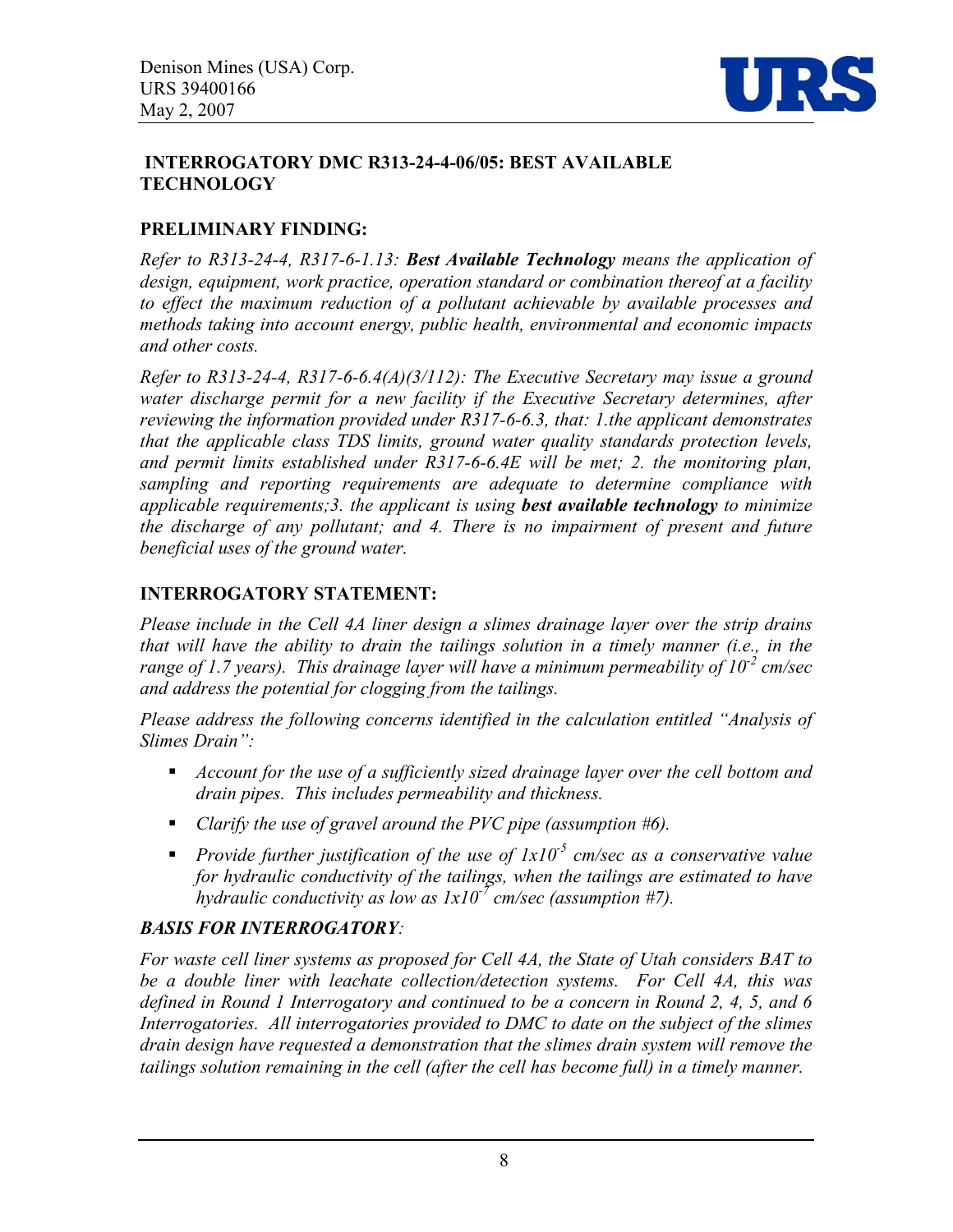## INTERROGATORY DMC R313-24-4-06/05: BEST AVAILABLE TECHNOLOGY

### PRELIMINARY FINDING:

*Refer to R313-24-4, R317-6-1.13:* ***Best Available Technology*** *means the application of design, equipment, work practice, operation standard or combination thereof at a facility to effect the maximum reduction of a pollutant achievable by available processes and methods taking into account energy, public health, environmental and economic impacts and other costs.*

*Refer to R313-24-4, R317-6-6.4(A)(3/112): The Executive Secretary may issue a ground water discharge permit for a new facility if the Executive Secretary determines, after reviewing the information provided under R317-6-6.3, that: 1.the applicant demonstrates that the applicable class TDS limits, ground water quality standards protection levels, and permit limits established under R317-6-6.4E will be met; 2. the monitoring plan, sampling and reporting requirements are adequate to determine compliance with applicable requirements;3. the applicant is using* ***best available technology*** *to minimize the discharge of any pollutant; and 4. There is no impairment of present and future beneficial uses of the ground water.*

### INTERROGATORY STATEMENT:

*Please include in the Cell 4A liner design a slimes drainage layer over the strip drains that will have the ability to drain the tailings solution in a timely manner (i.e., in the range of 1.7 years). This drainage layer will have a minimum permeability of $10^{-2}$ cm/sec and address the potential for clogging from the tailings.*

*Please address the following concerns identified in the calculation entitled "Analysis of Slimes Drain":*

- *Account for the use of a sufficiently sized drainage layer over the cell bottom and drain pipes. This includes permeability and thickness.*
- *Clarify the use of gravel around the PVC pipe (assumption #6).*
- *Provide further justification of the use of $1x10^{-5}$ cm/sec as a conservative value for hydraulic conductivity of the tailings, when the tailings are estimated to have hydraulic conductivity as low as $1x10^{-7}$ cm/sec (assumption #7).*

### *BASIS FOR INTERROGATORY:*

*For waste cell liner systems as proposed for Cell 4A, the State of Utah considers BAT to be a double liner with leachate collection/detection systems. For Cell 4A, this was defined in Round 1 Interrogatory and continued to be a concern in Round 2, 4, 5, and 6 Interrogatories. All interrogatories provided to DMC to date on the subject of the slimes drain design have requested a demonstration that the slimes drain system will remove the tailings solution remaining in the cell (after the cell has become full) in a timely manner.*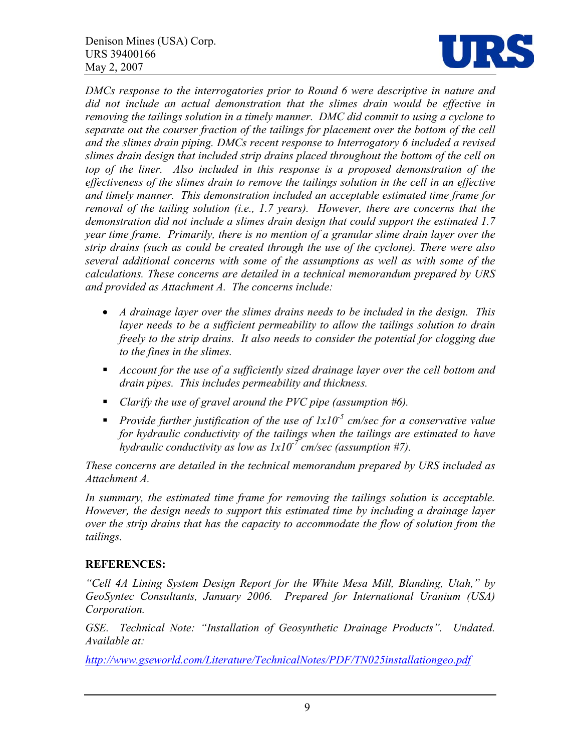*DMCs response to the interrogatories prior to Round 6 were descriptive in nature and did not include an actual demonstration that the slimes drain would be effective in removing the tailings solution in a timely manner. DMC did commit to using a cyclone to separate out the courser fraction of the tailings for placement over the bottom of the cell and the slimes drain piping. DMCs recent response to Interrogatory 6 included a revised slimes drain design that included strip drains placed throughout the bottom of the cell on top of the liner. Also included in this response is a proposed demonstration of the effectiveness of the slimes drain to remove the tailings solution in the cell in an effective and timely manner. This demonstration included an acceptable estimated time frame for removal of the tailing solution (i.e., 1.7 years). However, there are concerns that the demonstration did not include a slimes drain design that could support the estimated 1.7 year time frame. Primarily, there is no mention of a granular slime drain layer over the strip drains (such as could be created through the use of the cyclone). There were also several additional concerns with some of the assumptions as well as with some of the calculations. These concerns are detailed in a technical memorandum prepared by URS and provided as Attachment A. The concerns include:*

- *A drainage layer over the slimes drains needs to be included in the design. This layer needs to be a sufficient permeability to allow the tailings solution to drain freely to the strip drains. It also needs to consider the potential for clogging due to the fines in the slimes.*
- *Account for the use of a sufficiently sized drainage layer over the cell bottom and drain pipes. This includes permeability and thickness.*
- *Clarify the use of gravel around the PVC pipe (assumption #6).*
- *Provide further justification of the use of $1x10^{-5}$ cm/sec for a conservative value for hydraulic conductivity of the tailings when the tailings are estimated to have hydraulic conductivity as low as $1x10^{-7}$ cm/sec (assumption #7).*

*These concerns are detailed in the technical memorandum prepared by URS included as Attachment A.*

*In summary, the estimated time frame for removing the tailings solution is acceptable. However, the design needs to support this estimated time by including a drainage layer over the strip drains that has the capacity to accommodate the flow of solution from the tailings.*

## REFERENCES:

*"Cell 4A Lining System Design Report for the White Mesa Mill, Blanding, Utah," by GeoSyntec Consultants, January 2006. Prepared for International Uranium (USA) Corporation.*

*GSE. Technical Note: "Installation of Geosynthetic Drainage Products". Undated. Available at:*

*http://www.gseworld.com/Literature/TechnicalNotes/PDF/TN025installationgeo.pdf*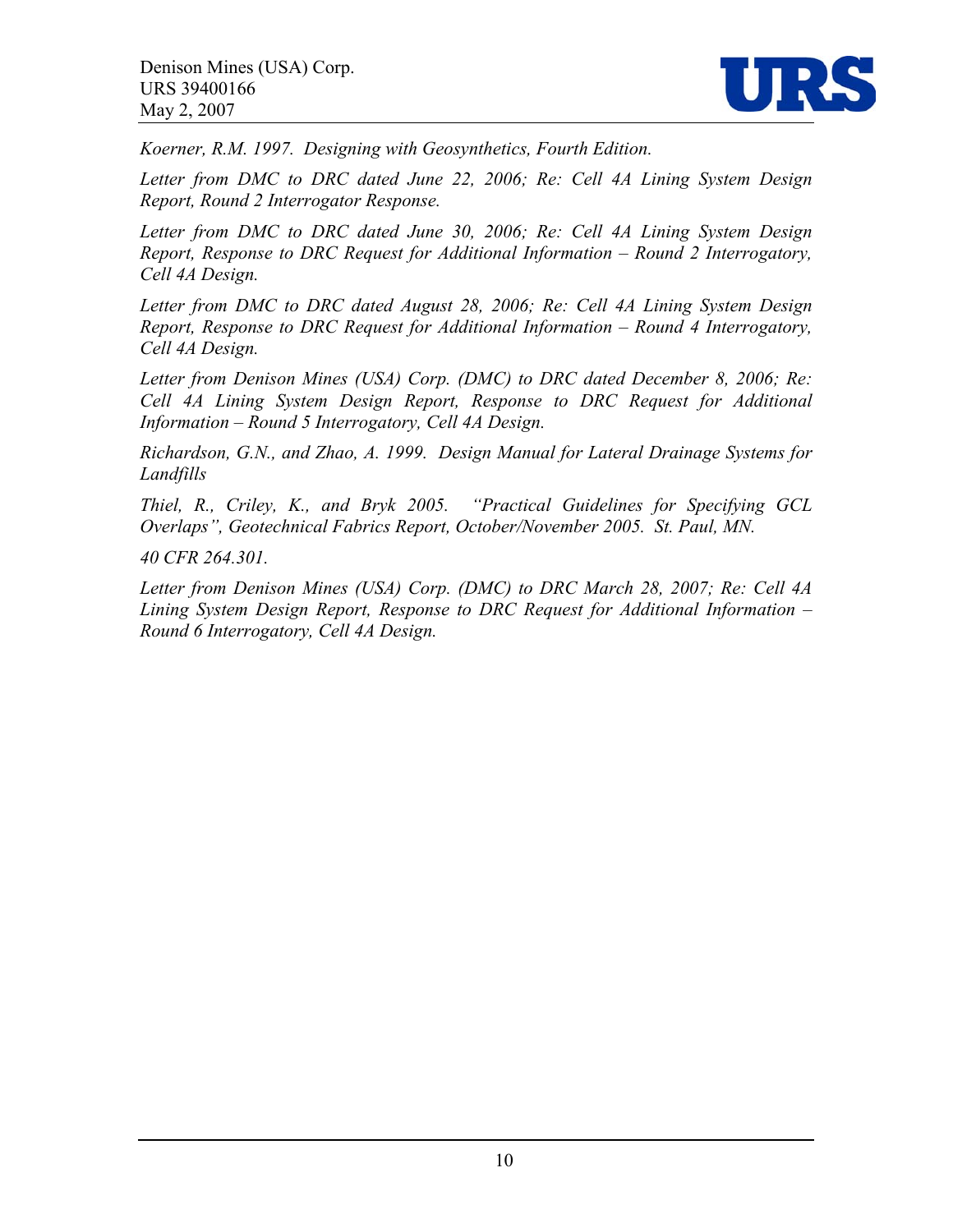*Koerner, R.M. 1997. Designing with Geosynthetics, Fourth Edition.*

*Letter from DMC to DRC dated June 22, 2006; Re: Cell 4A Lining System Design Report, Round 2 Interrogator Response.*

*Letter from DMC to DRC dated June 30, 2006; Re: Cell 4A Lining System Design Report, Response to DRC Request for Additional Information – Round 2 Interrogatory, Cell 4A Design.*

*Letter from DMC to DRC dated August 28, 2006; Re: Cell 4A Lining System Design Report, Response to DRC Request for Additional Information – Round 4 Interrogatory, Cell 4A Design.*

*Letter from Denison Mines (USA) Corp. (DMC) to DRC dated December 8, 2006; Re: Cell 4A Lining System Design Report, Response to DRC Request for Additional Information – Round 5 Interrogatory, Cell 4A Design.*

*Richardson, G.N., and Zhao, A. 1999. Design Manual for Lateral Drainage Systems for Landfills*

*Thiel, R., Criley, K., and Bryk 2005. "Practical Guidelines for Specifying GCL Overlaps", Geotechnical Fabrics Report, October/November 2005. St. Paul, MN.*

*40 CFR 264.301.*

*Letter from Denison Mines (USA) Corp. (DMC) to DRC March 28, 2007; Re: Cell 4A Lining System Design Report, Response to DRC Request for Additional Information – Round 6 Interrogatory, Cell 4A Design.*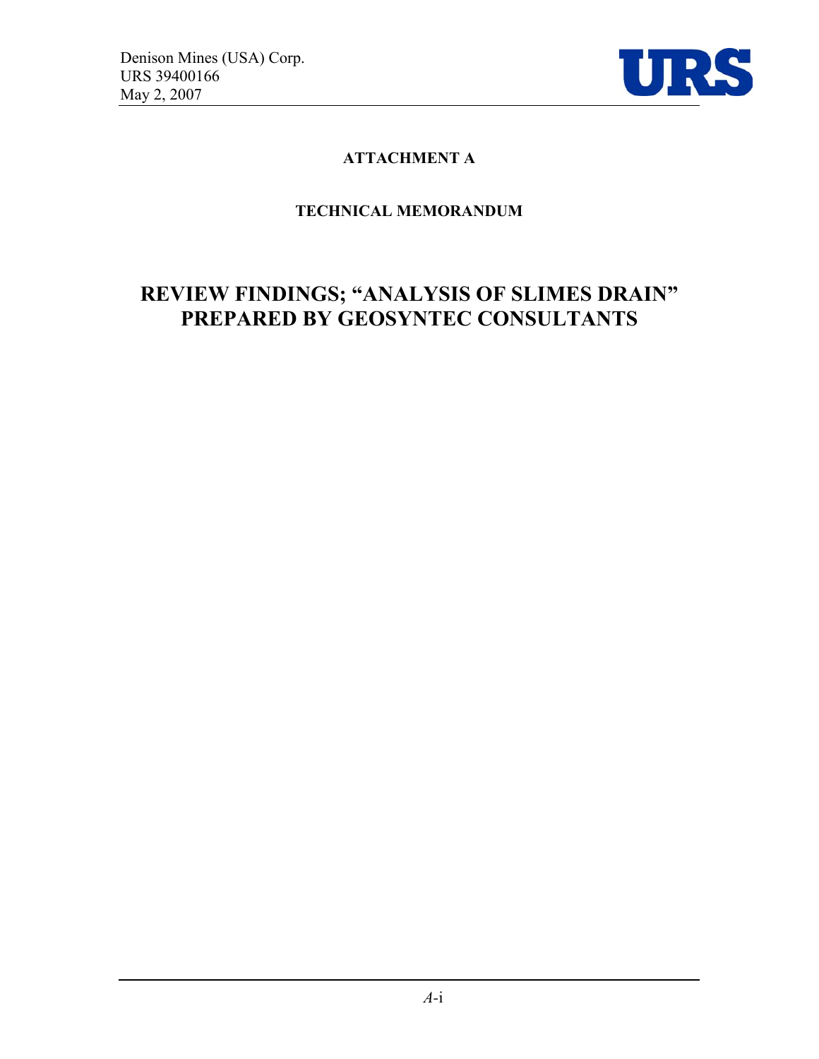## ATTACHMENT A

### TECHNICAL MEMORANDUM

# REVIEW FINDINGS; "ANALYSIS OF SLIMES DRAIN" PREPARED BY GEOSYNTEC CONSULTANTS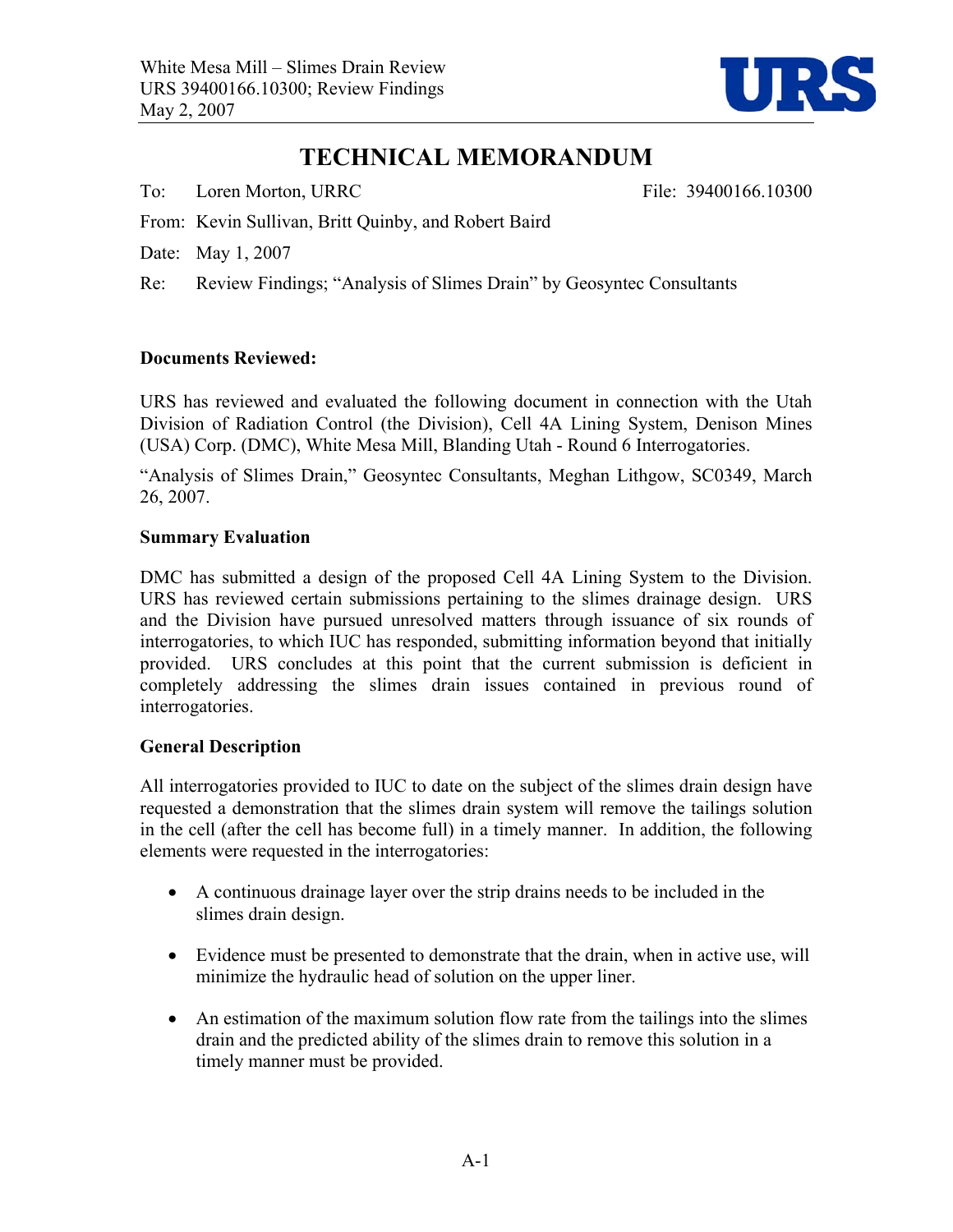# TECHNICAL MEMORANDUM

To: Loren Morton, URRC　　　　　　　　　　　　　　File: 39400166.10300

From: Kevin Sullivan, Britt Quinby, and Robert Baird

Date: May 1, 2007

Re: Review Findings; "Analysis of Slimes Drain" by Geosyntec Consultants

**Documents Reviewed:**

URS has reviewed and evaluated the following document in connection with the Utah Division of Radiation Control (the Division), Cell 4A Lining System, Denison Mines (USA) Corp. (DMC), White Mesa Mill, Blanding Utah - Round 6 Interrogatories.

"Analysis of Slimes Drain," Geosyntec Consultants, Meghan Lithgow, SC0349, March 26, 2007.

**Summary Evaluation**

DMC has submitted a design of the proposed Cell 4A Lining System to the Division. URS has reviewed certain submissions pertaining to the slimes drainage design. URS and the Division have pursued unresolved matters through issuance of six rounds of interrogatories, to which IUC has responded, submitting information beyond that initially provided. URS concludes at this point that the current submission is deficient in completely addressing the slimes drain issues contained in previous round of interrogatories.

**General Description**

All interrogatories provided to IUC to date on the subject of the slimes drain design have requested a demonstration that the slimes drain system will remove the tailings solution in the cell (after the cell has become full) in a timely manner. In addition, the following elements were requested in the interrogatories:

- A continuous drainage layer over the strip drains needs to be included in the slimes drain design.
- Evidence must be presented to demonstrate that the drain, when in active use, will minimize the hydraulic head of solution on the upper liner.
- An estimation of the maximum solution flow rate from the tailings into the slimes drain and the predicted ability of the slimes drain to remove this solution in a timely manner must be provided.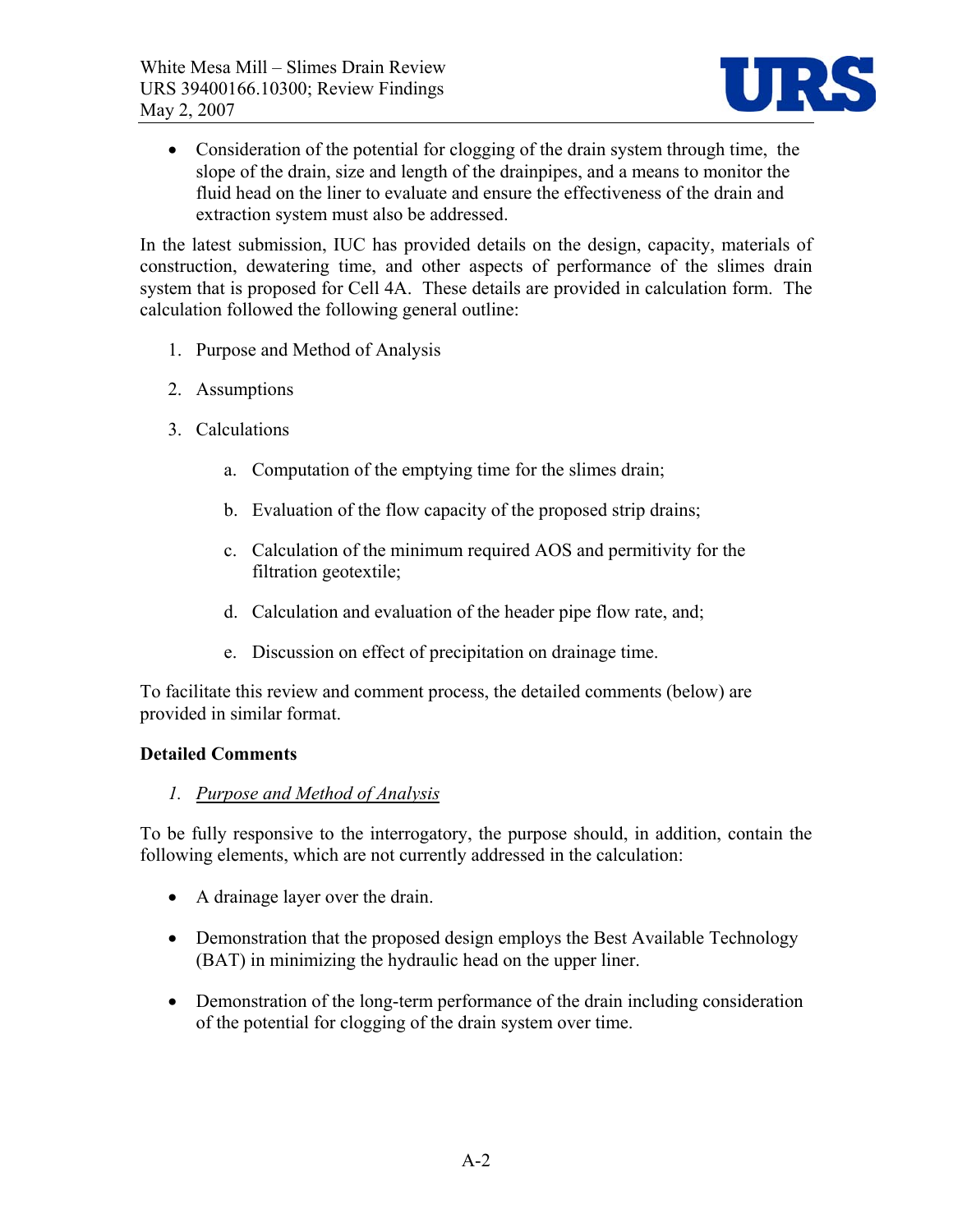- Consideration of the potential for clogging of the drain system through time, the slope of the drain, size and length of the drainpipes, and a means to monitor the fluid head on the liner to evaluate and ensure the effectiveness of the drain and extraction system must also be addressed.

In the latest submission, IUC has provided details on the design, capacity, materials of construction, dewatering time, and other aspects of performance of the slimes drain system that is proposed for Cell 4A. These details are provided in calculation form. The calculation followed the following general outline:

1. Purpose and Method of Analysis
2. Assumptions
3. Calculations
    a. Computation of the emptying time for the slimes drain;
    b. Evaluation of the flow capacity of the proposed strip drains;
    c. Calculation of the minimum required AOS and permitivity for the filtration geotextile;
    d. Calculation and evaluation of the header pipe flow rate, and;
    e. Discussion on effect of precipitation on drainage time.

To facilitate this review and comment process, the detailed comments (below) are provided in similar format.

**Detailed Comments**

1. *Purpose and Method of Analysis*

To be fully responsive to the interrogatory, the purpose should, in addition, contain the following elements, which are not currently addressed in the calculation:

- A drainage layer over the drain.
- Demonstration that the proposed design employs the Best Available Technology (BAT) in minimizing the hydraulic head on the upper liner.
- Demonstration of the long-term performance of the drain including consideration of the potential for clogging of the drain system over time.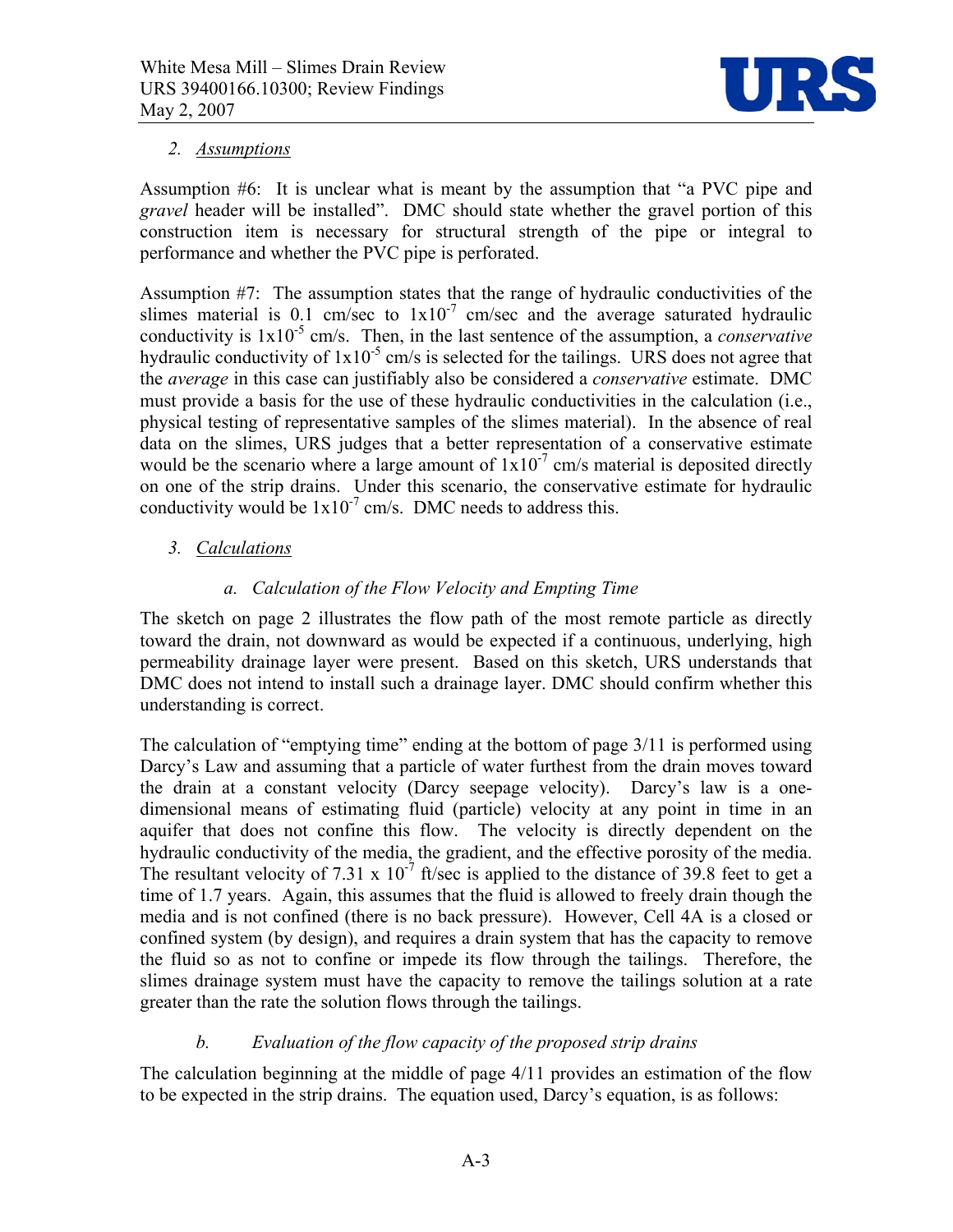2. *Assumptions*

Assumption #6: It is unclear what is meant by the assumption that "a PVC pipe and *gravel* header will be installed". DMC should state whether the gravel portion of this construction item is necessary for structural strength of the pipe or integral to performance and whether the PVC pipe is perforated.

Assumption #7: The assumption states that the range of hydraulic conductivities of the slimes material is 0.1 cm/sec to $1 \times 10^{-7}$ cm/sec and the average saturated hydraulic conductivity is $1 \times 10^{-5}$ cm/s. Then, in the last sentence of the assumption, a *conservative* hydraulic conductivity of $1 \times 10^{-5}$ cm/s is selected for the tailings. URS does not agree that the *average* in this case can justifiably also be considered a *conservative* estimate. DMC must provide a basis for the use of these hydraulic conductivities in the calculation (i.e., physical testing of representative samples of the slimes material). In the absence of real data on the slimes, URS judges that a better representation of a conservative estimate would be the scenario where a large amount of $1 \times 10^{-7}$ cm/s material is deposited directly on one of the strip drains. Under this scenario, the conservative estimate for hydraulic conductivity would be $1 \times 10^{-7}$ cm/s. DMC needs to address this.

3. *Calculations*

   a. *Calculation of the Flow Velocity and Empting Time*

The sketch on page 2 illustrates the flow path of the most remote particle as directly toward the drain, not downward as would be expected if a continuous, underlying, high permeability drainage layer were present. Based on this sketch, URS understands that DMC does not intend to install such a drainage layer. DMC should confirm whether this understanding is correct.

The calculation of "emptying time" ending at the bottom of page 3/11 is performed using Darcy's Law and assuming that a particle of water furthest from the drain moves toward the drain at a constant velocity (Darcy seepage velocity). Darcy's law is a one-dimensional means of estimating fluid (particle) velocity at any point in time in an aquifer that does not confine this flow. The velocity is directly dependent on the hydraulic conductivity of the media, the gradient, and the effective porosity of the media. The resultant velocity of $7.31 \times 10^{-7}$ ft/sec is applied to the distance of 39.8 feet to get a time of 1.7 years. Again, this assumes that the fluid is allowed to freely drain though the media and is not confined (there is no back pressure). However, Cell 4A is a closed or confined system (by design), and requires a drain system that has the capacity to remove the fluid so as not to confine or impede its flow through the tailings. Therefore, the slimes drainage system must have the capacity to remove the tailings solution at a rate greater than the rate the solution flows through the tailings.

   b. *Evaluation of the flow capacity of the proposed strip drains*

The calculation beginning at the middle of page 4/11 provides an estimation of the flow to be expected in the strip drains. The equation used, Darcy's equation, is as follows: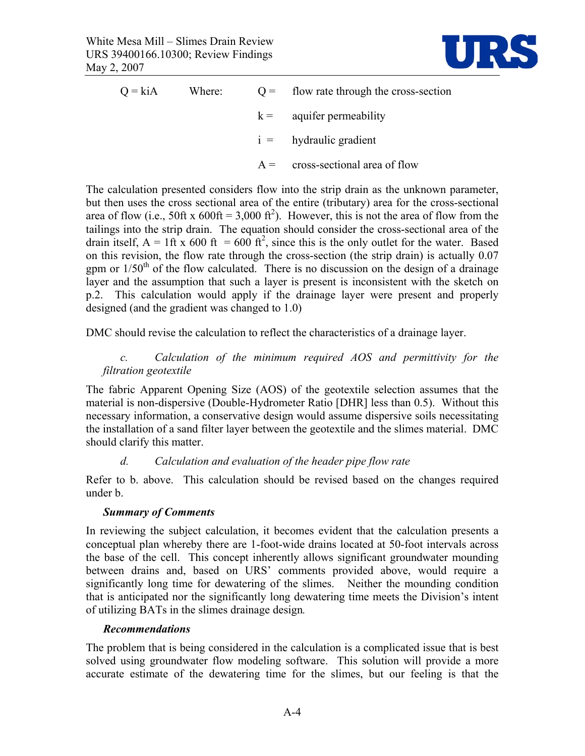$Q = kiA$ Where:

- $Q$ = flow rate through the cross-section
- $k$ = aquifer permeability
- $i$ = hydraulic gradient
- $A$ = cross-sectional area of flow

The calculation presented considers flow into the strip drain as the unknown parameter, but then uses the cross sectional area of the entire (tributary) area for the cross-sectional area of flow (i.e., $50\text{ft} \times 600\text{ft} = 3{,}000\ \text{ft}^2$). However, this is not the area of flow from the tailings into the strip drain. The equation should consider the cross-sectional area of the drain itself, $A = 1\text{ft} \times 600\ \text{ft} = 600\ \text{ft}^2$, since this is the only outlet for the water. Based on this revision, the flow rate through the cross-section (the strip drain) is actually 0.07 gpm or 1/50th of the flow calculated. There is no discussion on the design of a drainage layer and the assumption that such a layer is present is inconsistent with the sketch on p.2. This calculation would apply if the drainage layer were present and properly designed (and the gradient was changed to 1.0)

DMC should revise the calculation to reflect the characteristics of a drainage layer.

*c. Calculation of the minimum required AOS and permittivity for the filtration geotextile*

The fabric Apparent Opening Size (AOS) of the geotextile selection assumes that the material is non-dispersive (Double-Hydrometer Ratio [DHR] less than 0.5). Without this necessary information, a conservative design would assume dispersive soils necessitating the installation of a sand filter layer between the geotextile and the slimes material. DMC should clarify this matter.

*d. Calculation and evaluation of the header pipe flow rate*

Refer to b. above. This calculation should be revised based on the changes required under b.

***Summary of Comments***

In reviewing the subject calculation, it becomes evident that the calculation presents a conceptual plan whereby there are 1-foot-wide drains located at 50-foot intervals across the base of the cell. This concept inherently allows significant groundwater mounding between drains and, based on URS' comments provided above, would require a significantly long time for dewatering of the slimes. Neither the mounding condition that is anticipated nor the significantly long dewatering time meets the Division's intent of utilizing BATs in the slimes drainage design.

***Recommendations***

The problem that is being considered in the calculation is a complicated issue that is best solved using groundwater flow modeling software. This solution will provide a more accurate estimate of the dewatering time for the slimes, but our feeling is that the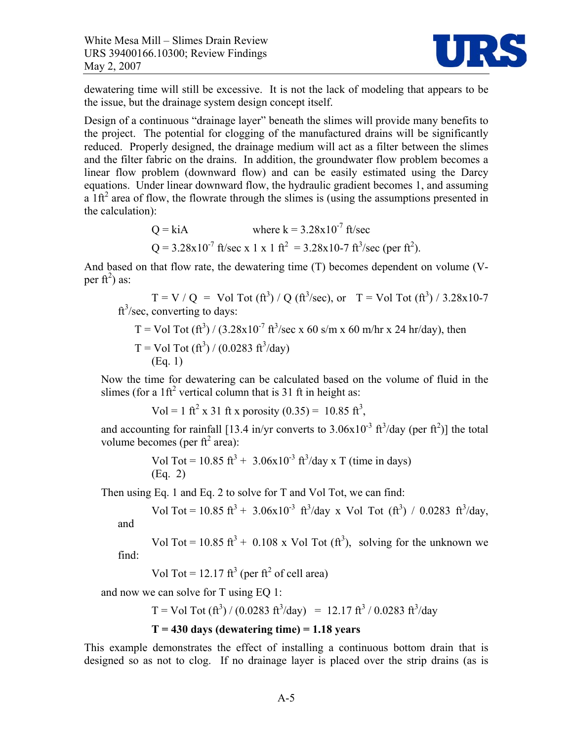dewatering time will still be excessive. It is not the lack of modeling that appears to be the issue, but the drainage system design concept itself.

Design of a continuous "drainage layer" beneath the slimes will provide many benefits to the project. The potential for clogging of the manufactured drains will be significantly reduced. Properly designed, the drainage medium will act as a filter between the slimes and the filter fabric on the drains. In addition, the groundwater flow problem becomes a linear flow problem (downward flow) and can be easily estimated using the Darcy equations. Under linear downward flow, the hydraulic gradient becomes 1, and assuming a $1ft^2$ area of flow, the flowrate through the slimes is (using the assumptions presented in the calculation):

$$Q = kiA \qquad \text{where } k = 3.28\text{x}10^{-7} \text{ ft/sec}$$

$$Q = 3.28\text{x}10^{-7} \text{ ft/sec x 1 x 1 ft}^2 = 3.28\text{x}10\text{-}7 \text{ ft}^3\text{/sec (per ft}^2\text{)}.$$

And based on that flow rate, the dewatering time (T) becomes dependent on volume (V-per $ft^2$) as:

$T = V / Q$ = Vol Tot ($ft^3$) / Q ($ft^3$/sec), or T = Vol Tot ($ft^3$) / 3.28x10-7 $ft^3$/sec, converting to days:

T = Vol Tot ($ft^3$) / ($3.28\text{x}10^{-7}$ $ft^3$/sec x 60 s/m x 60 m/hr x 24 hr/day), then

T = Vol Tot ($ft^3$) / (0.0283 $ft^3$/day)
(Eq. 1)

Now the time for dewatering can be calculated based on the volume of fluid in the slimes (for a $1ft^2$ vertical column that is 31 ft in height as:

Vol = 1 $ft^2$ x 31 ft x porosity (0.35) = 10.85 $ft^3$,

and accounting for rainfall [13.4 in/yr converts to $3.06\text{x}10^{-3}$ $ft^3$/day (per $ft^2$)] the total volume becomes (per $ft^2$ area):

Vol Tot = 10.85 $ft^3$ + $3.06\text{x}10^{-3}$ $ft^3$/day x T (time in days)
(Eq. 2)

Then using Eq. 1 and Eq. 2 to solve for T and Vol Tot, we can find:

Vol Tot = 10.85 $ft^3$ + $3.06\text{x}10^{-3}$ $ft^3$/day x Vol Tot ($ft^3$) / 0.0283 $ft^3$/day, and

Vol Tot = 10.85 $ft^3$ + 0.108 x Vol Tot ($ft^3$), solving for the unknown we find:

Vol Tot = 12.17 $ft^3$ (per $ft^2$ of cell area)

and now we can solve for T using EQ 1:

T = Vol Tot ($ft^3$) / (0.0283 $ft^3$/day) = 12.17 $ft^3$ / 0.0283 $ft^3$/day

**T = 430 days (dewatering time) = 1.18 years**

This example demonstrates the effect of installing a continuous bottom drain that is designed so as not to clog. If no drainage layer is placed over the strip drains (as is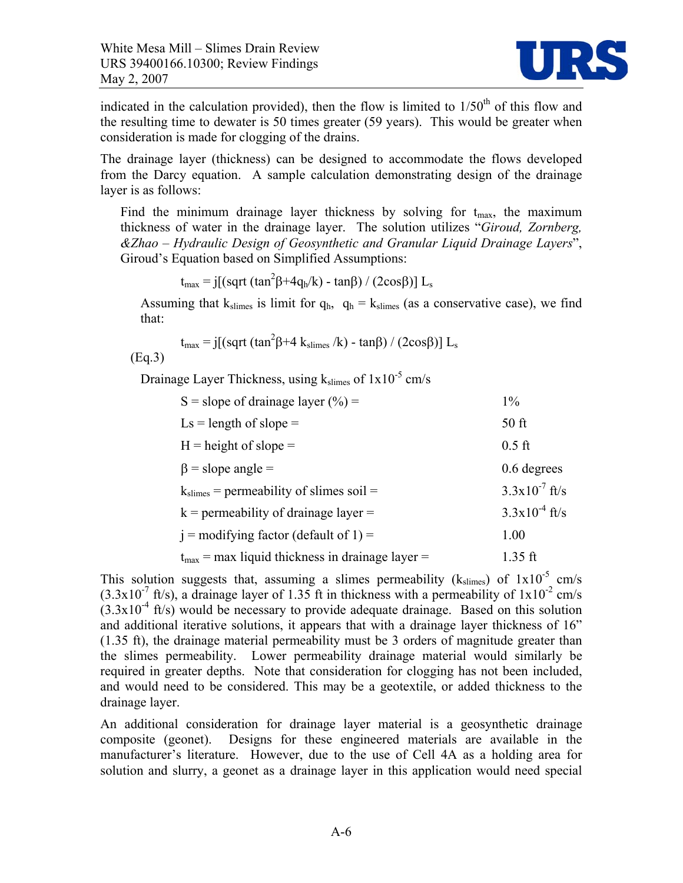indicated in the calculation provided), then the flow is limited to $1/50^{th}$ of this flow and the resulting time to dewater is 50 times greater (59 years). This would be greater when consideration is made for clogging of the drains.

The drainage layer (thickness) can be designed to accommodate the flows developed from the Darcy equation. A sample calculation demonstrating design of the drainage layer is as follows:

> Find the minimum drainage layer thickness by solving for $t_{max}$, the maximum thickness of water in the drainage layer. The solution utilizes "*Giroud, Zornberg, &Zhao – Hydraulic Design of Geosynthetic and Granular Liquid Drainage Layers*", Giroud's Equation based on Simplified Assumptions:
>
> $$t_{max} = j[(\text{sqrt}(\tan^2\beta + 4q_h/k) - \tan\beta) / (2\cos\beta)]\, L_s$$
>
> Assuming that $k_{slimes}$ is limit for $q_h$, $q_h = k_{slimes}$ (as a conservative case), we find that:
>
> $$t_{max} = j[(\text{sqrt}(\tan^2\beta + 4\, k_{slimes}/k) - \tan\beta) / (2\cos\beta)]\, L_s \quad \text{(Eq.3)}$$
>
> Drainage Layer Thickness, using $k_{slimes}$ of $1\text{x}10^{-5}$ cm/s

| | |
|---|---|
| S = slope of drainage layer (%) = | 1% |
| Ls = length of slope = | 50 ft |
| H = height of slope = | 0.5 ft |
| $\beta$ = slope angle = | 0.6 degrees |
| $k_{slimes}$ = permeability of slimes soil = | $3.3\text{x}10^{-7}$ ft/s |
| k = permeability of drainage layer = | $3.3\text{x}10^{-4}$ ft/s |
| j = modifying factor (default of 1) = | 1.00 |
| $t_{max}$ = max liquid thickness in drainage layer = | 1.35 ft |

This solution suggests that, assuming a slimes permeability ($k_{slimes}$) of $1\text{x}10^{-5}$ cm/s ($3.3\text{x}10^{-7}$ ft/s), a drainage layer of 1.35 ft in thickness with a permeability of $1\text{x}10^{-2}$ cm/s ($3.3\text{x}10^{-4}$ ft/s) would be necessary to provide adequate drainage. Based on this solution and additional iterative solutions, it appears that with a drainage layer thickness of 16" (1.35 ft), the drainage material permeability must be 3 orders of magnitude greater than the slimes permeability. Lower permeability drainage material would similarly be required in greater depths. Note that consideration for clogging has not been included, and would need to be considered. This may be a geotextile, or added thickness to the drainage layer.

An additional consideration for drainage layer material is a geosynthetic drainage composite (geonet). Designs for these engineered materials are available in the manufacturer's literature. However, due to the use of Cell 4A as a holding area for solution and slurry, a geonet as a drainage layer in this application would need special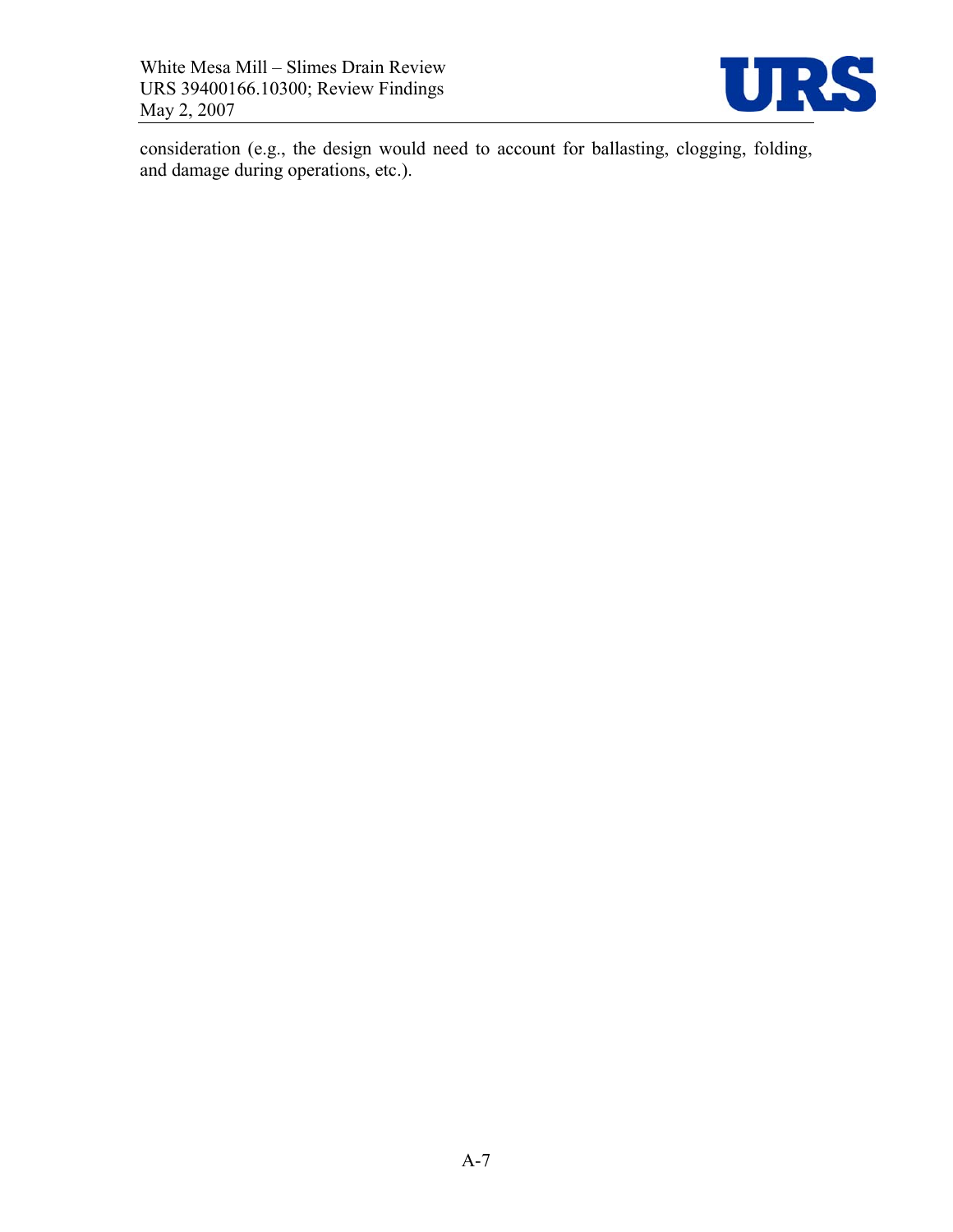consideration (e.g., the design would need to account for ballasting, clogging, folding, and damage during operations, etc.).